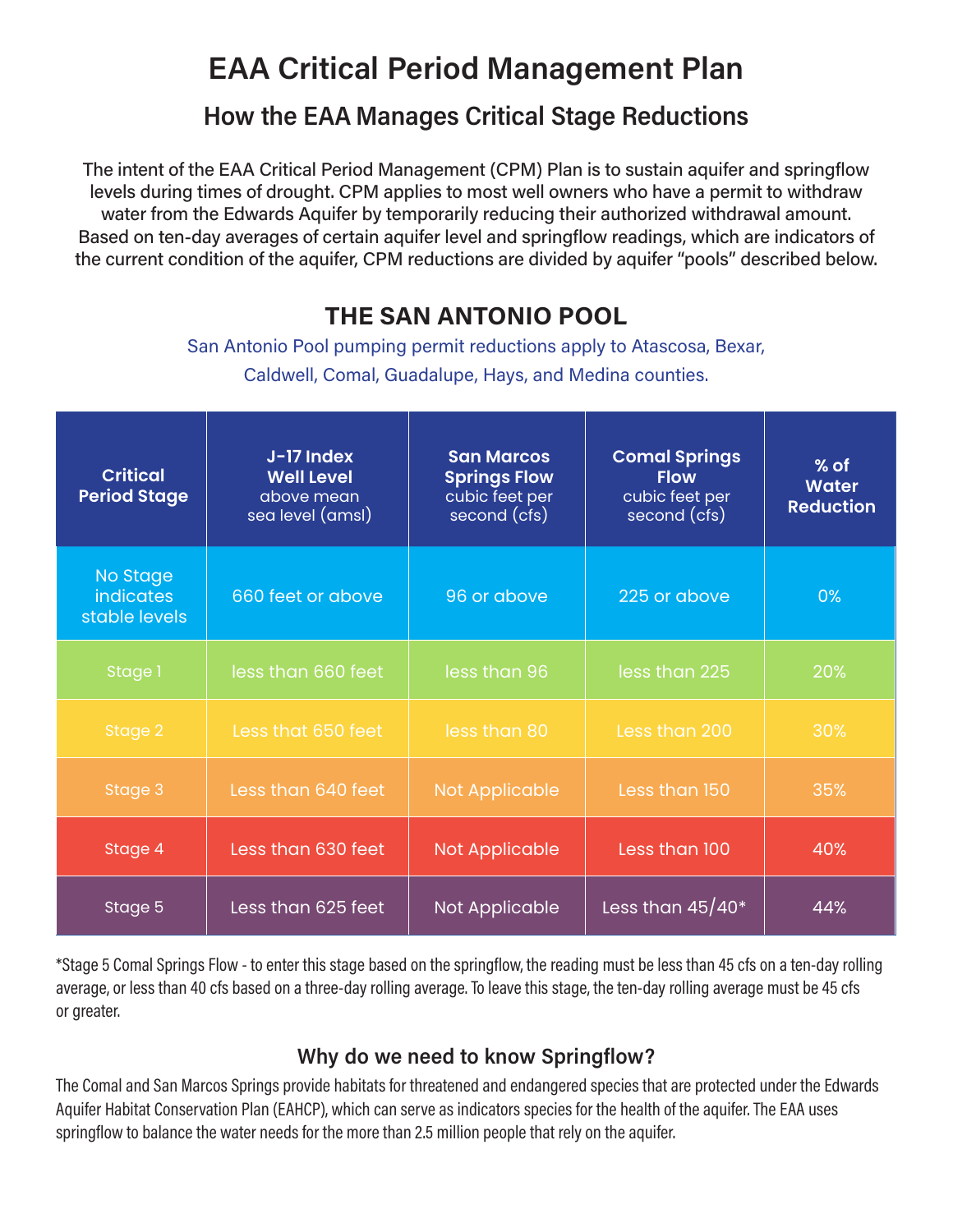# EAA Critical Period Management Plan

## How the EAA Manages Critical Stage Reductions

The intent of the EAA Critical Period Management (CPM) Plan is to sustain aquifer and springflow levels during times of drought. CPM applies to most well owners who have a permit to withdraw water from the Edwards Aquifer by temporarily reducing their authorized withdrawal amount. Based on ten-day averages of certain aquifer level and springflow readings, which are indicators of the current condition of the aquifer, CPM reductions are divided by aquifer "pools" described below.

## THE SAN ANTONIO POOL

San Antonio Pool pumping permit reductions apply to Atascosa, Bexar, Caldwell, Comal, Guadalupe, Hays, and Medina counties.

| Critical Period Stage | J-17 Index Well Level above mean sea level (amsl) | San Marcos Springs Flow cubic feet per second (cfs) | Comal Springs Flow cubic feet per second (cfs) | % of Water Reduction |
|---|---|---|---|---|
| No Stage indicates stable levels | 660 feet or above | 96 or above | 225 or above | 0% |
| Stage 1 | less than 660 feet | less than 96 | less than 225 | 20% |
| Stage 2 | Less that 650 feet | less than 80 | Less than 200 | 30% |
| Stage 3 | Less than 640 feet | Not Applicable | Less than 150 | 35% |
| Stage 4 | Less than 630 feet | Not Applicable | Less than 100 | 40% |
| Stage 5 | Less than 625 feet | Not Applicable | Less than 45/40* | 44% |

*Stage 5 Comal Springs Flow - to enter this stage based on the springflow, the reading must be less than 45 cfs on a ten-day rolling average, or less than 40 cfs based on a three-day rolling average. To leave this stage, the ten-day rolling average must be 45 cfs or greater.

### Why do we need to know Springflow?

The Comal and San Marcos Springs provide habitats for threatened and endangered species that are protected under the Edwards Aquifer Habitat Conservation Plan (EAHCP), which can serve as indicators species for the health of the aquifer. The EAA uses springflow to balance the water needs for the more than 2.5 million people that rely on the aquifer.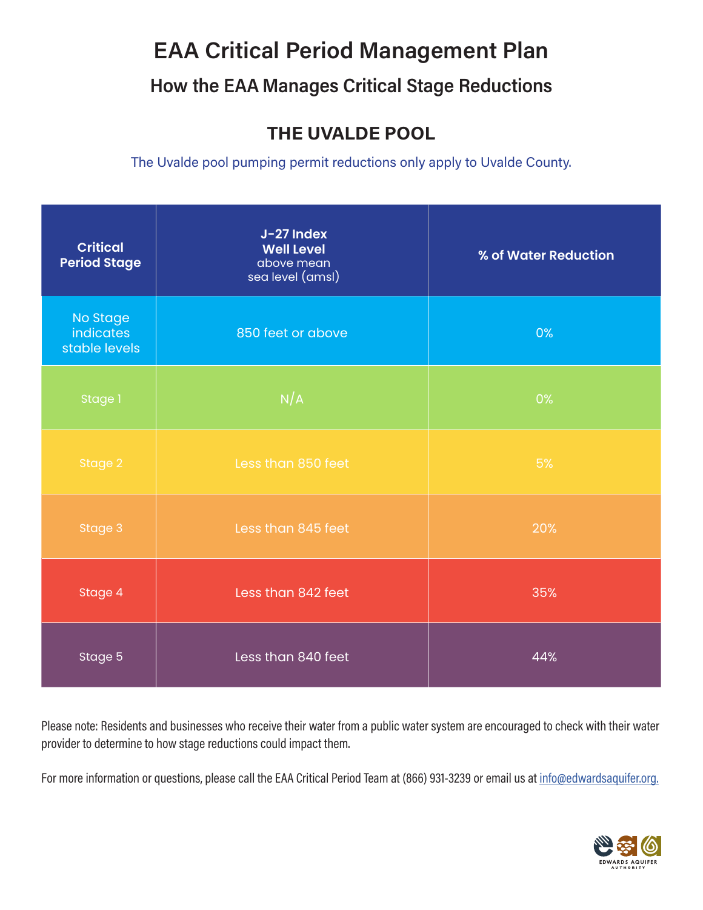# EAA Critical Period Management Plan

## How the EAA Manages Critical Stage Reductions

### THE UVALDE POOL

The Uvalde pool pumping permit reductions only apply to Uvalde County.

| Critical Period Stage | J-27 Index Well Level above mean sea level (amsl) | % of Water Reduction |
|---|---|---|
| No Stage indicates stable levels | 850 feet or above | 0% |
| Stage 1 | N/A | 0% |
| Stage 2 | Less than 850 feet | 5% |
| Stage 3 | Less than 845 feet | 20% |
| Stage 4 | Less than 842 feet | 35% |
| Stage 5 | Less than 840 feet | 44% |

Please note: Residents and businesses who receive their water from a public water system are encouraged to check with their water provider to determine to how stage reductions could impact them.

For more information or questions, please call the EAA Critical Period Team at (866) 931-3239 or email us at info@edwardsaquifer.org.

EDWARDS AQUIFER AUTHORITY